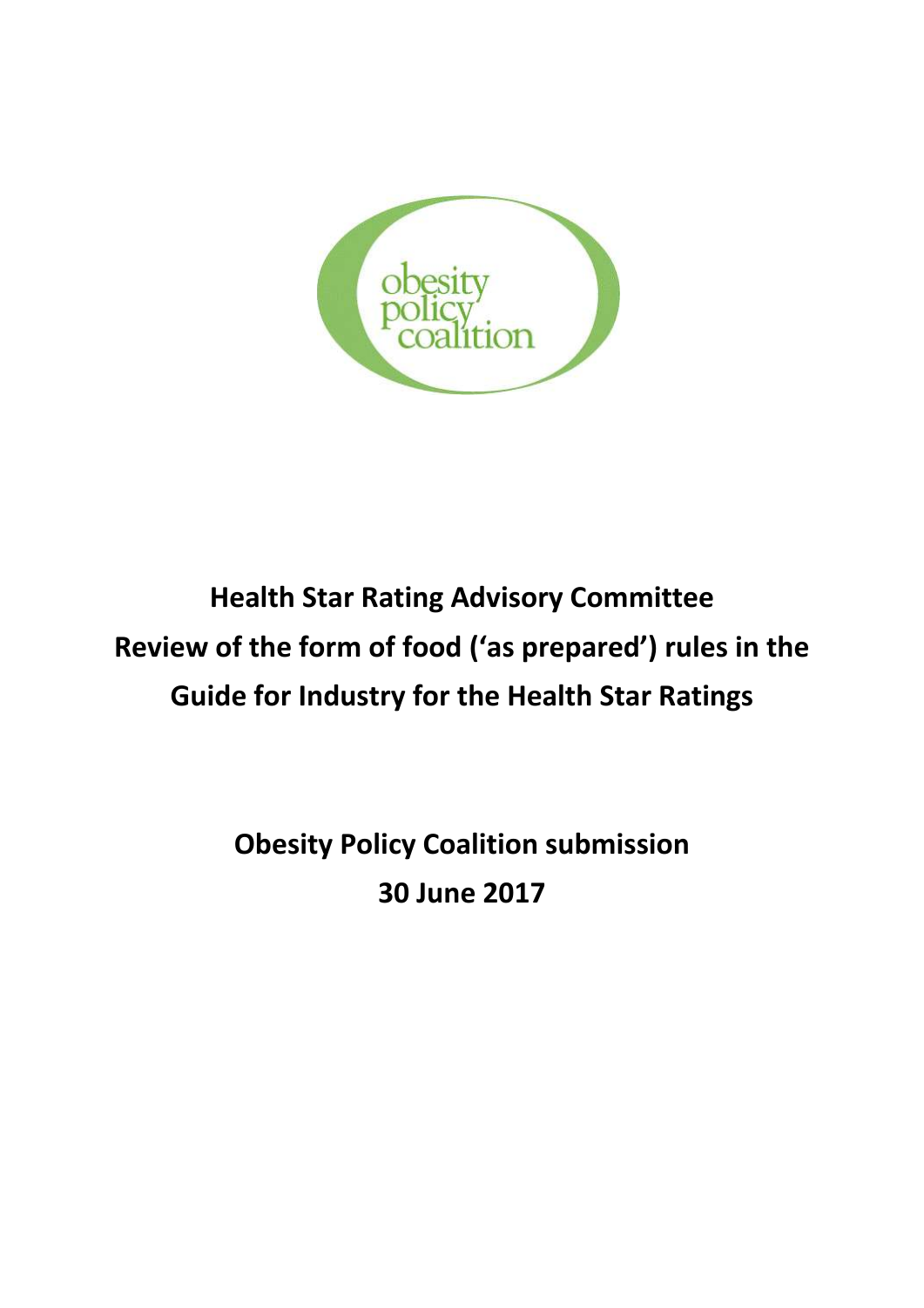obesity policy coalition

# Health Star Rating Advisory Committee
# Review of the form of food ('as prepared') rules in the Guide for Industry for the Health Star Ratings

## Obesity Policy Coalition submission
## 30 June 2017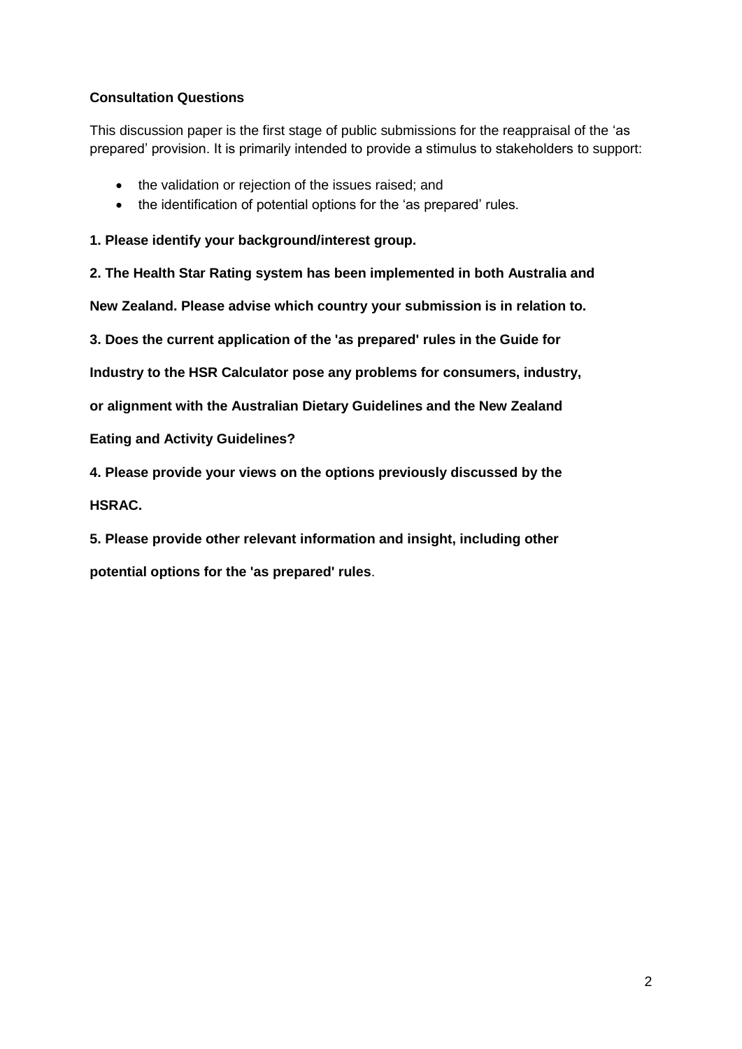**Consultation Questions**

This discussion paper is the first stage of public submissions for the reappraisal of the 'as prepared' provision. It is primarily intended to provide a stimulus to stakeholders to support:

- the validation or rejection of the issues raised; and
- the identification of potential options for the 'as prepared' rules.

**1. Please identify your background/interest group.**

**2. The Health Star Rating system has been implemented in both Australia and New Zealand. Please advise which country your submission is in relation to.**

**3. Does the current application of the 'as prepared' rules in the Guide for Industry to the HSR Calculator pose any problems for consumers, industry, or alignment with the Australian Dietary Guidelines and the New Zealand Eating and Activity Guidelines?**

**4. Please provide your views on the options previously discussed by the HSRAC.**

**5. Please provide other relevant information and insight, including other potential options for the 'as prepared' rules**.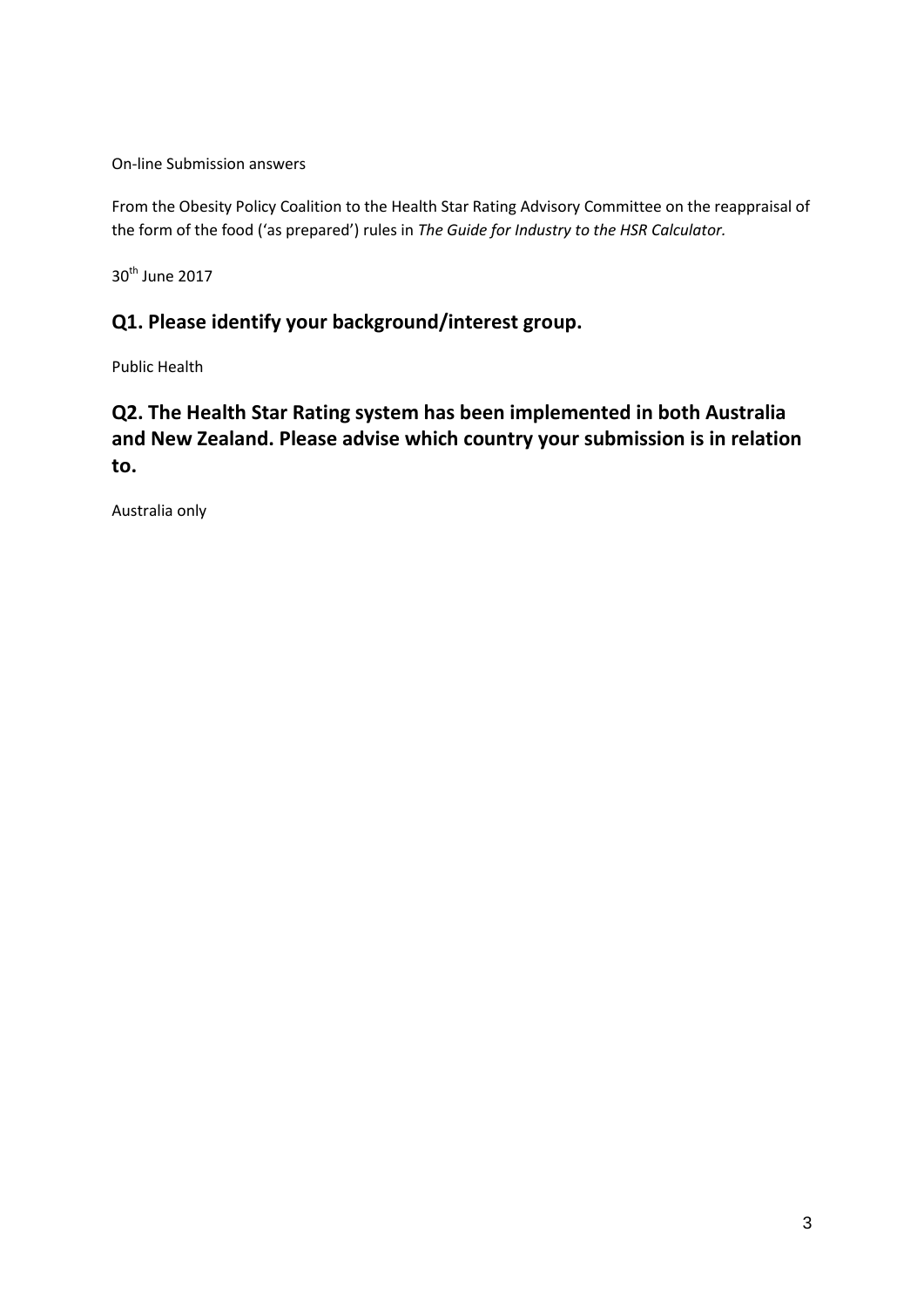On-line Submission answers

From the Obesity Policy Coalition to the Health Star Rating Advisory Committee on the reappraisal of the form of the food ('as prepared') rules in *The Guide for Industry to the HSR Calculator.*

30th June 2017

## Q1. Please identify your background/interest group.

Public Health

## Q2. The Health Star Rating system has been implemented in both Australia and New Zealand. Please advise which country your submission is in relation to.

Australia only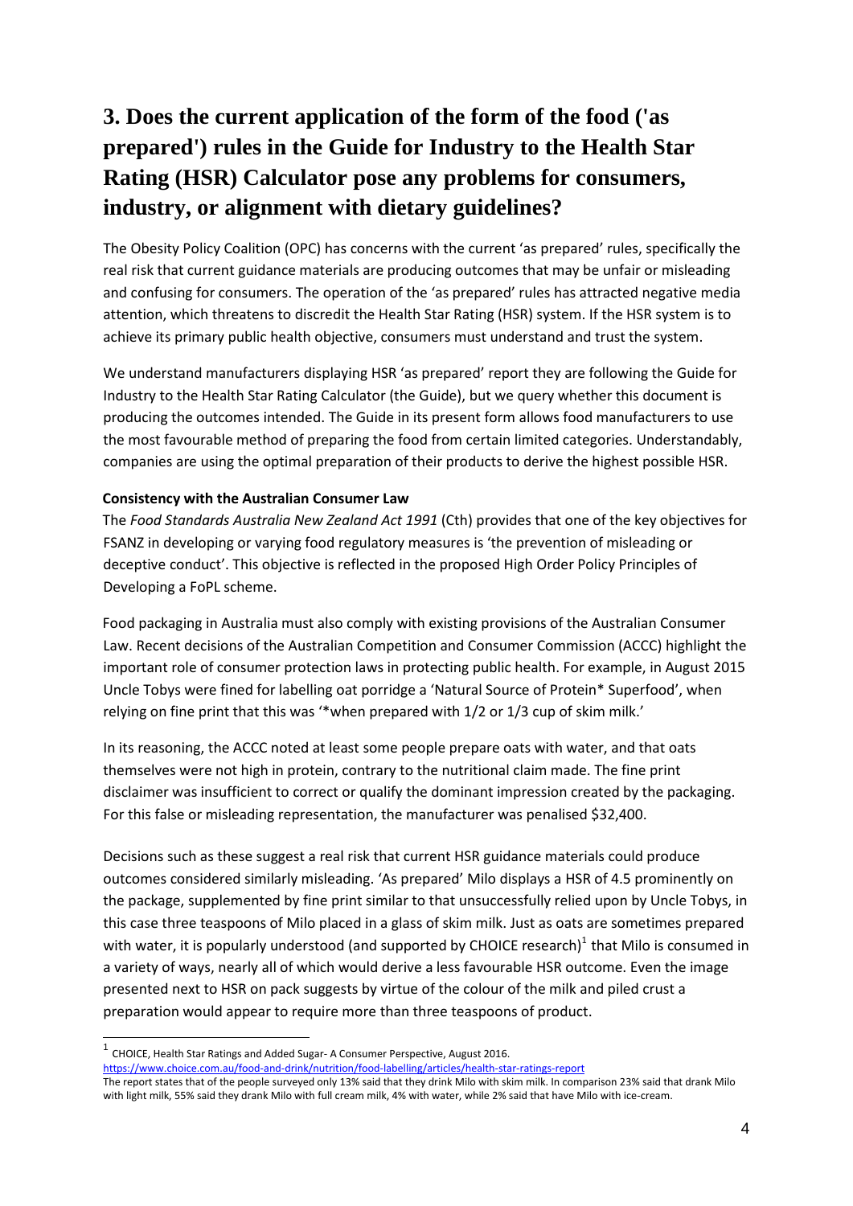# 3. Does the current application of the form of the food ('as prepared') rules in the Guide for Industry to the Health Star Rating (HSR) Calculator pose any problems for consumers, industry, or alignment with dietary guidelines?

The Obesity Policy Coalition (OPC) has concerns with the current 'as prepared' rules, specifically the real risk that current guidance materials are producing outcomes that may be unfair or misleading and confusing for consumers. The operation of the 'as prepared' rules has attracted negative media attention, which threatens to discredit the Health Star Rating (HSR) system. If the HSR system is to achieve its primary public health objective, consumers must understand and trust the system.

We understand manufacturers displaying HSR 'as prepared' report they are following the Guide for Industry to the Health Star Rating Calculator (the Guide), but we query whether this document is producing the outcomes intended. The Guide in its present form allows food manufacturers to use the most favourable method of preparing the food from certain limited categories. Understandably, companies are using the optimal preparation of their products to derive the highest possible HSR.

**Consistency with the Australian Consumer Law**

The *Food Standards Australia New Zealand Act 1991* (Cth) provides that one of the key objectives for FSANZ in developing or varying food regulatory measures is 'the prevention of misleading or deceptive conduct'. This objective is reflected in the proposed High Order Policy Principles of Developing a FoPL scheme.

Food packaging in Australia must also comply with existing provisions of the Australian Consumer Law. Recent decisions of the Australian Competition and Consumer Commission (ACCC) highlight the important role of consumer protection laws in protecting public health. For example, in August 2015 Uncle Tobys were fined for labelling oat porridge a 'Natural Source of Protein* Superfood', when relying on fine print that this was '*when prepared with 1/2 or 1/3 cup of skim milk.'

In its reasoning, the ACCC noted at least some people prepare oats with water, and that oats themselves were not high in protein, contrary to the nutritional claim made. The fine print disclaimer was insufficient to correct or qualify the dominant impression created by the packaging. For this false or misleading representation, the manufacturer was penalised $32,400.

Decisions such as these suggest a real risk that current HSR guidance materials could produce outcomes considered similarly misleading. 'As prepared' Milo displays a HSR of 4.5 prominently on the package, supplemented by fine print similar to that unsuccessfully relied upon by Uncle Tobys, in this case three teaspoons of Milo placed in a glass of skim milk. Just as oats are sometimes prepared with water, it is popularly understood (and supported by CHOICE research)[1] that Milo is consumed in a variety of ways, nearly all of which would derive a less favourable HSR outcome. Even the image presented next to HSR on pack suggests by virtue of the colour of the milk and piled crust a preparation would appear to require more than three teaspoons of product.

---

[1] CHOICE, Health Star Ratings and Added Sugar- A Consumer Perspective, August 2016. https://www.choice.com.au/food-and-drink/nutrition/food-labelling/articles/health-star-ratings-report
The report states that of the people surveyed only 13% said that they drink Milo with skim milk. In comparison 23% said that drank Milo with light milk, 55% said they drank Milo with full cream milk, 4% with water, while 2% said that have Milo with ice-cream.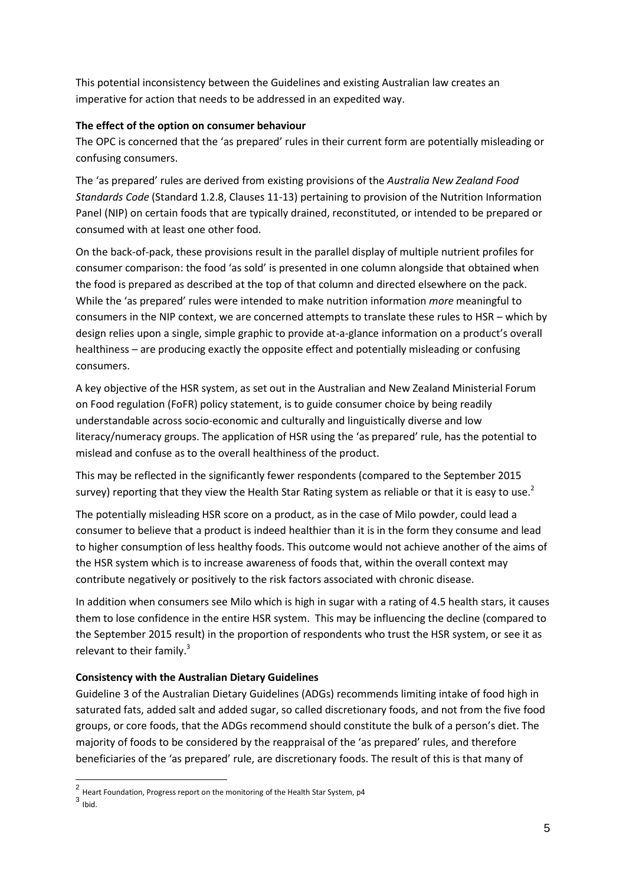This potential inconsistency between the Guidelines and existing Australian law creates an imperative for action that needs to be addressed in an expedited way.

**The effect of the option on consumer behaviour**

The OPC is concerned that the 'as prepared' rules in their current form are potentially misleading or confusing consumers.

The 'as prepared' rules are derived from existing provisions of the *Australia New Zealand Food Standards Code* (Standard 1.2.8, Clauses 11-13) pertaining to provision of the Nutrition Information Panel (NIP) on certain foods that are typically drained, reconstituted, or intended to be prepared or consumed with at least one other food.

On the back-of-pack, these provisions result in the parallel display of multiple nutrient profiles for consumer comparison: the food 'as sold' is presented in one column alongside that obtained when the food is prepared as described at the top of that column and directed elsewhere on the pack. While the 'as prepared' rules were intended to make nutrition information *more* meaningful to consumers in the NIP context, we are concerned attempts to translate these rules to HSR – which by design relies upon a single, simple graphic to provide at-a-glance information on a product's overall healthiness – are producing exactly the opposite effect and potentially misleading or confusing consumers.

A key objective of the HSR system, as set out in the Australian and New Zealand Ministerial Forum on Food regulation (FoFR) policy statement, is to guide consumer choice by being readily understandable across socio-economic and culturally and linguistically diverse and low literacy/numeracy groups. The application of HSR using the 'as prepared' rule, has the potential to mislead and confuse as to the overall healthiness of the product.

This may be reflected in the significantly fewer respondents (compared to the September 2015 survey) reporting that they view the Health Star Rating system as reliable or that it is easy to use.[2]

The potentially misleading HSR score on a product, as in the case of Milo powder, could lead a consumer to believe that a product is indeed healthier than it is in the form they consume and lead to higher consumption of less healthy foods. This outcome would not achieve another of the aims of the HSR system which is to increase awareness of foods that, within the overall context may contribute negatively or positively to the risk factors associated with chronic disease.

In addition when consumers see Milo which is high in sugar with a rating of 4.5 health stars, it causes them to lose confidence in the entire HSR system. This may be influencing the decline (compared to the September 2015 result) in the proportion of respondents who trust the HSR system, or see it as relevant to their family.[3]

**Consistency with the Australian Dietary Guidelines**

Guideline 3 of the Australian Dietary Guidelines (ADGs) recommends limiting intake of food high in saturated fats, added salt and added sugar, so called discretionary foods, and not from the five food groups, or core foods, that the ADGs recommend should constitute the bulk of a person's diet. The majority of foods to be considered by the reappraisal of the 'as prepared' rules, and therefore beneficiaries of the 'as prepared' rule, are discretionary foods. The result of this is that many of

---

[2] Heart Foundation, Progress report on the monitoring of the Health Star System, p4

[3] Ibid.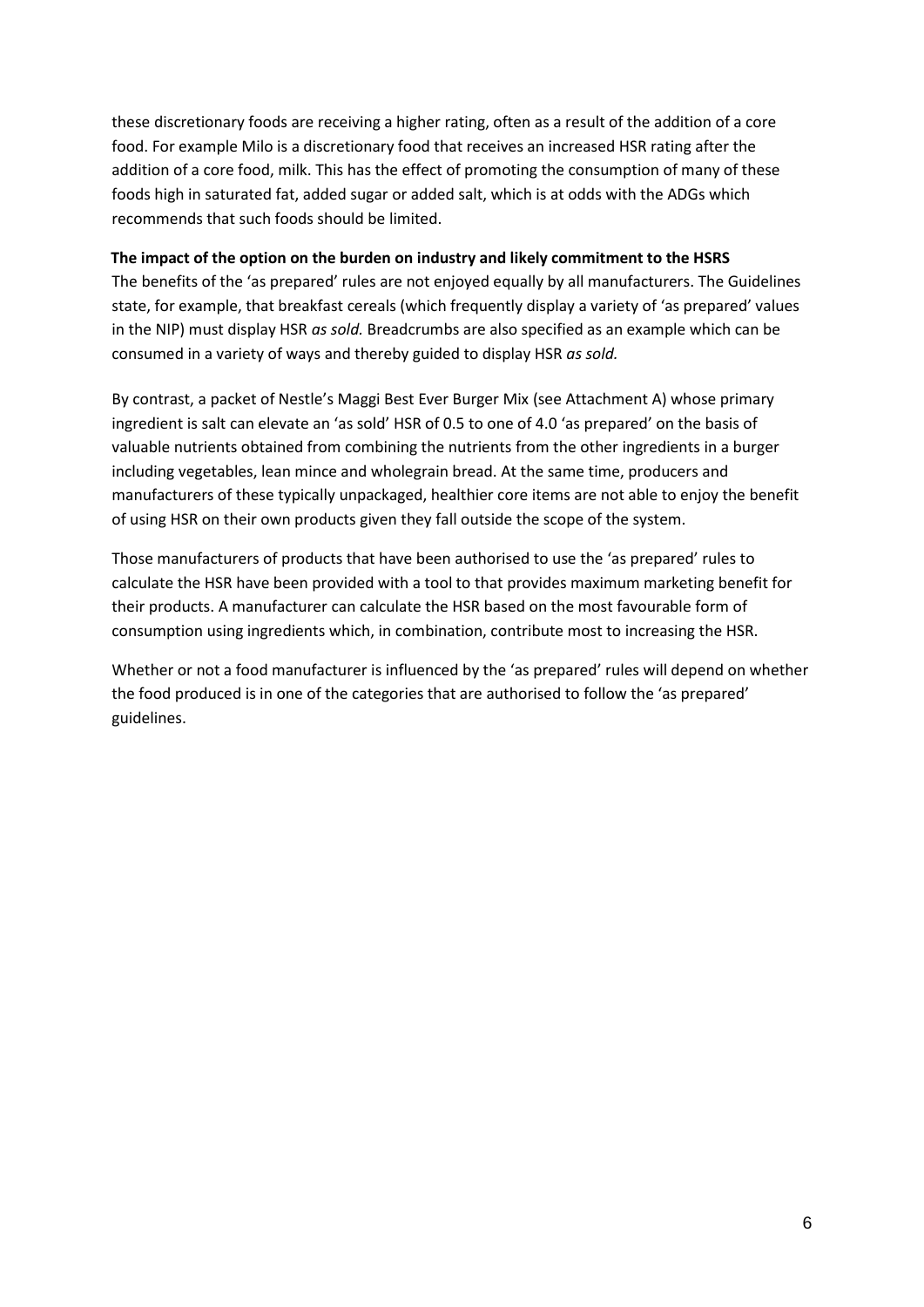these discretionary foods are receiving a higher rating, often as a result of the addition of a core food. For example Milo is a discretionary food that receives an increased HSR rating after the addition of a core food, milk. This has the effect of promoting the consumption of many of these foods high in saturated fat, added sugar or added salt, which is at odds with the ADGs which recommends that such foods should be limited.

**The impact of the option on the burden on industry and likely commitment to the HSRS**

The benefits of the 'as prepared' rules are not enjoyed equally by all manufacturers. The Guidelines state, for example, that breakfast cereals (which frequently display a variety of 'as prepared' values in the NIP) must display HSR *as sold.* Breadcrumbs are also specified as an example which can be consumed in a variety of ways and thereby guided to display HSR *as sold.*

By contrast, a packet of Nestle's Maggi Best Ever Burger Mix (see Attachment A) whose primary ingredient is salt can elevate an 'as sold' HSR of 0.5 to one of 4.0 'as prepared' on the basis of valuable nutrients obtained from combining the nutrients from the other ingredients in a burger including vegetables, lean mince and wholegrain bread. At the same time, producers and manufacturers of these typically unpackaged, healthier core items are not able to enjoy the benefit of using HSR on their own products given they fall outside the scope of the system.

Those manufacturers of products that have been authorised to use the 'as prepared' rules to calculate the HSR have been provided with a tool to that provides maximum marketing benefit for their products. A manufacturer can calculate the HSR based on the most favourable form of consumption using ingredients which, in combination, contribute most to increasing the HSR.

Whether or not a food manufacturer is influenced by the 'as prepared' rules will depend on whether the food produced is in one of the categories that are authorised to follow the 'as prepared' guidelines.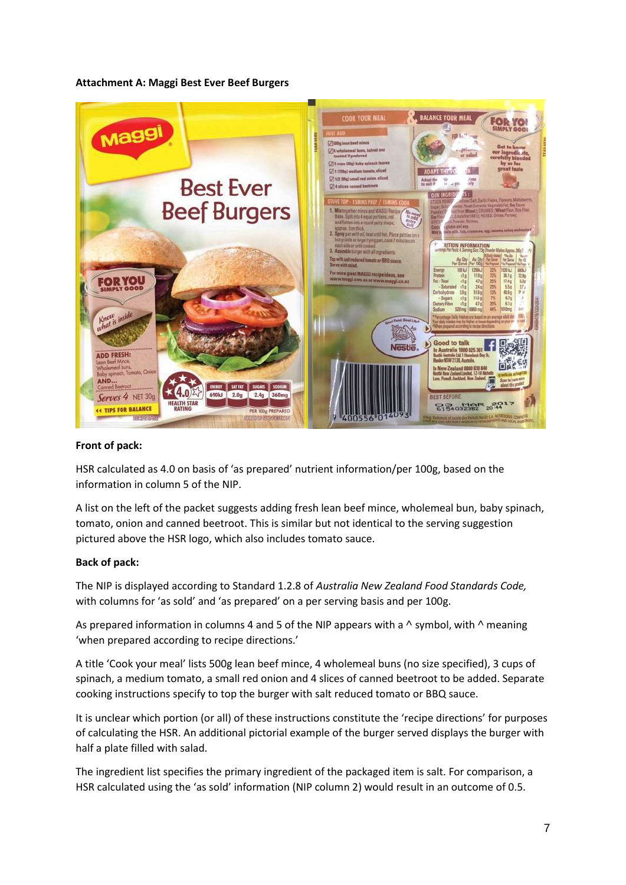**Attachment A: Maggi Best Ever Beef Burgers**

**Front of pack:**

HSR calculated as 4.0 on basis of 'as prepared' nutrient information/per 100g, based on the information in column 5 of the NIP.

A list on the left of the packet suggests adding fresh lean beef mince, wholemeal bun, baby spinach, tomato, onion and canned beetroot. This is similar but not identical to the serving suggestion pictured above the HSR logo, which also includes tomato sauce.

**Back of pack:**

The NIP is displayed according to Standard 1.2.8 of *Australia New Zealand Food Standards Code,* with columns for 'as sold' and 'as prepared' on a per serving basis and per 100g.

As prepared information in columns 4 and 5 of the NIP appears with a ^ symbol, with ^ meaning 'when prepared according to recipe directions.'

A title 'Cook your meal' lists 500g lean beef mince, 4 wholemeal buns (no size specified), 3 cups of spinach, a medium tomato, a small red onion and 4 slices of canned beetroot to be added. Separate cooking instructions specify to top the burger with salt reduced tomato or BBQ sauce.

It is unclear which portion (or all) of these instructions constitute the 'recipe directions' for purposes of calculating the HSR. An additional pictorial example of the burger served displays the burger with half a plate filled with salad.

The ingredient list specifies the primary ingredient of the packaged item is salt. For comparison, a HSR calculated using the 'as sold' information (NIP column 2) would result in an outcome of 0.5.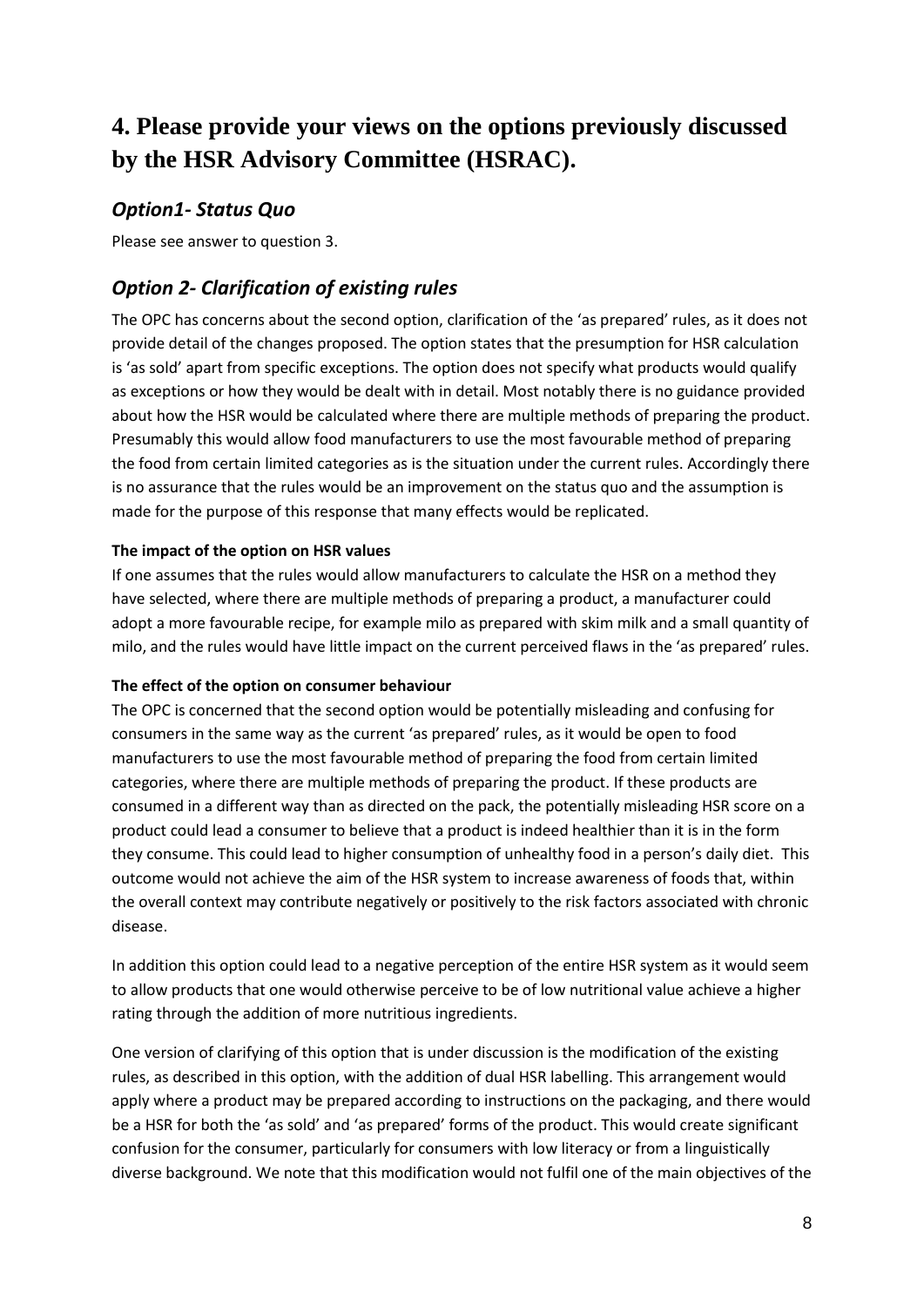# 4. Please provide your views on the options previously discussed by the HSR Advisory Committee (HSRAC).

## *Option1- Status Quo*

Please see answer to question 3.

## *Option 2- Clarification of existing rules*

The OPC has concerns about the second option, clarification of the 'as prepared' rules, as it does not provide detail of the changes proposed. The option states that the presumption for HSR calculation is 'as sold' apart from specific exceptions. The option does not specify what products would qualify as exceptions or how they would be dealt with in detail. Most notably there is no guidance provided about how the HSR would be calculated where there are multiple methods of preparing the product. Presumably this would allow food manufacturers to use the most favourable method of preparing the food from certain limited categories as is the situation under the current rules. Accordingly there is no assurance that the rules would be an improvement on the status quo and the assumption is made for the purpose of this response that many effects would be replicated.

**The impact of the option on HSR values**

If one assumes that the rules would allow manufacturers to calculate the HSR on a method they have selected, where there are multiple methods of preparing a product, a manufacturer could adopt a more favourable recipe, for example milo as prepared with skim milk and a small quantity of milo, and the rules would have little impact on the current perceived flaws in the 'as prepared' rules.

**The effect of the option on consumer behaviour**

The OPC is concerned that the second option would be potentially misleading and confusing for consumers in the same way as the current 'as prepared' rules, as it would be open to food manufacturers to use the most favourable method of preparing the food from certain limited categories, where there are multiple methods of preparing the product. If these products are consumed in a different way than as directed on the pack, the potentially misleading HSR score on a product could lead a consumer to believe that a product is indeed healthier than it is in the form they consume. This could lead to higher consumption of unhealthy food in a person's daily diet. This outcome would not achieve the aim of the HSR system to increase awareness of foods that, within the overall context may contribute negatively or positively to the risk factors associated with chronic disease.

In addition this option could lead to a negative perception of the entire HSR system as it would seem to allow products that one would otherwise perceive to be of low nutritional value achieve a higher rating through the addition of more nutritious ingredients.

One version of clarifying of this option that is under discussion is the modification of the existing rules, as described in this option, with the addition of dual HSR labelling. This arrangement would apply where a product may be prepared according to instructions on the packaging, and there would be a HSR for both the 'as sold' and 'as prepared' forms of the product. This would create significant confusion for the consumer, particularly for consumers with low literacy or from a linguistically diverse background. We note that this modification would not fulfil one of the main objectives of the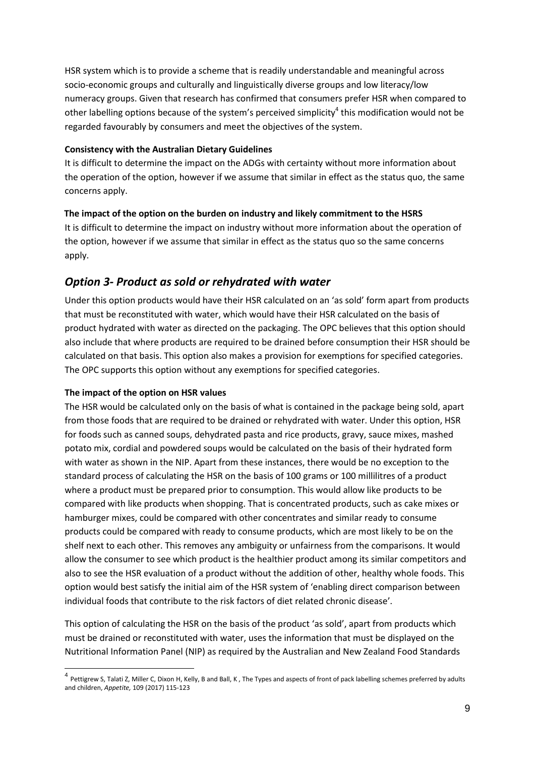HSR system which is to provide a scheme that is readily understandable and meaningful across socio-economic groups and culturally and linguistically diverse groups and low literacy/low numeracy groups. Given that research has confirmed that consumers prefer HSR when compared to other labelling options because of the system's perceived simplicity[4] this modification would not be regarded favourably by consumers and meet the objectives of the system.

**Consistency with the Australian Dietary Guidelines**

It is difficult to determine the impact on the ADGs with certainty without more information about the operation of the option, however if we assume that similar in effect as the status quo, the same concerns apply.

**The impact of the option on the burden on industry and likely commitment to the HSRS**

It is difficult to determine the impact on industry without more information about the operation of the option, however if we assume that similar in effect as the status quo so the same concerns apply.

## *Option 3- Product as sold or rehydrated with water*

Under this option products would have their HSR calculated on an 'as sold' form apart from products that must be reconstituted with water, which would have their HSR calculated on the basis of product hydrated with water as directed on the packaging. The OPC believes that this option should also include that where products are required to be drained before consumption their HSR should be calculated on that basis. This option also makes a provision for exemptions for specified categories. The OPC supports this option without any exemptions for specified categories.

**The impact of the option on HSR values**

The HSR would be calculated only on the basis of what is contained in the package being sold, apart from those foods that are required to be drained or rehydrated with water. Under this option, HSR for foods such as canned soups, dehydrated pasta and rice products, gravy, sauce mixes, mashed potato mix, cordial and powdered soups would be calculated on the basis of their hydrated form with water as shown in the NIP. Apart from these instances, there would be no exception to the standard process of calculating the HSR on the basis of 100 grams or 100 millilitres of a product where a product must be prepared prior to consumption. This would allow like products to be compared with like products when shopping. That is concentrated products, such as cake mixes or hamburger mixes, could be compared with other concentrates and similar ready to consume products could be compared with ready to consume products, which are most likely to be on the shelf next to each other. This removes any ambiguity or unfairness from the comparisons. It would allow the consumer to see which product is the healthier product among its similar competitors and also to see the HSR evaluation of a product without the addition of other, healthy whole foods. This option would best satisfy the initial aim of the HSR system of 'enabling direct comparison between individual foods that contribute to the risk factors of diet related chronic disease'.

This option of calculating the HSR on the basis of the product 'as sold', apart from products which must be drained or reconstituted with water, uses the information that must be displayed on the Nutritional Information Panel (NIP) as required by the Australian and New Zealand Food Standards

---

[4] Pettigrew S, Talati Z, Miller C, Dixon H, Kelly, B and Ball, K , The Types and aspects of front of pack labelling schemes preferred by adults and children, *Appetite,* 109 (2017) 115-123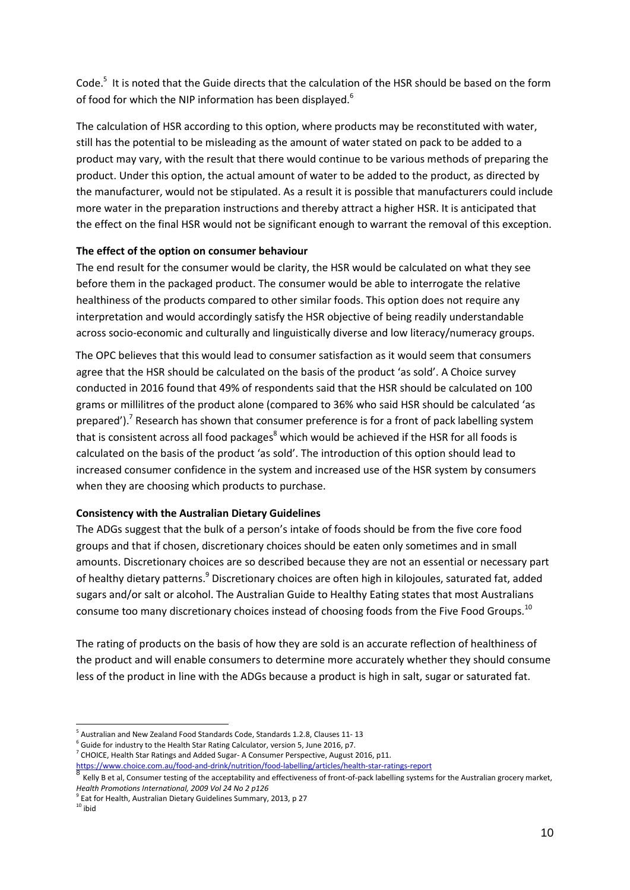Code.[5] It is noted that the Guide directs that the calculation of the HSR should be based on the form of food for which the NIP information has been displayed.[6]

The calculation of HSR according to this option, where products may be reconstituted with water, still has the potential to be misleading as the amount of water stated on pack to be added to a product may vary, with the result that there would continue to be various methods of preparing the product. Under this option, the actual amount of water to be added to the product, as directed by the manufacturer, would not be stipulated. As a result it is possible that manufacturers could include more water in the preparation instructions and thereby attract a higher HSR. It is anticipated that the effect on the final HSR would not be significant enough to warrant the removal of this exception.

**The effect of the option on consumer behaviour**

The end result for the consumer would be clarity, the HSR would be calculated on what they see before them in the packaged product. The consumer would be able to interrogate the relative healthiness of the products compared to other similar foods. This option does not require any interpretation and would accordingly satisfy the HSR objective of being readily understandable across socio-economic and culturally and linguistically diverse and low literacy/numeracy groups.

The OPC believes that this would lead to consumer satisfaction as it would seem that consumers agree that the HSR should be calculated on the basis of the product 'as sold'. A Choice survey conducted in 2016 found that 49% of respondents said that the HSR should be calculated on 100 grams or millilitres of the product alone (compared to 36% who said HSR should be calculated 'as prepared').[7] Research has shown that consumer preference is for a front of pack labelling system that is consistent across all food packages[8] which would be achieved if the HSR for all foods is calculated on the basis of the product 'as sold'. The introduction of this option should lead to increased consumer confidence in the system and increased use of the HSR system by consumers when they are choosing which products to purchase.

**Consistency with the Australian Dietary Guidelines**

The ADGs suggest that the bulk of a person's intake of foods should be from the five core food groups and that if chosen, discretionary choices should be eaten only sometimes and in small amounts. Discretionary choices are so described because they are not an essential or necessary part of healthy dietary patterns.[9] Discretionary choices are often high in kilojoules, saturated fat, added sugars and/or salt or alcohol. The Australian Guide to Healthy Eating states that most Australians consume too many discretionary choices instead of choosing foods from the Five Food Groups.[10]

The rating of products on the basis of how they are sold is an accurate reflection of healthiness of the product and will enable consumers to determine more accurately whether they should consume less of the product in line with the ADGs because a product is high in salt, sugar or saturated fat.

---

[5] Australian and New Zealand Food Standards Code, Standards 1.2.8, Clauses 11- 13

[6] Guide for industry to the Health Star Rating Calculator, version 5, June 2016, p7.

[7] CHOICE, Health Star Ratings and Added Sugar- A Consumer Perspective, August 2016, p11. https://www.choice.com.au/food-and-drink/nutrition/food-labelling/articles/health-star-ratings-report

[8] Kelly B et al, Consumer testing of the acceptability and effectiveness of front-of-pack labelling systems for the Australian grocery market, *Health Promotions International, 2009 Vol 24 No 2 p126*

[9] Eat for Health, Australian Dietary Guidelines Summary, 2013, p 27

[10] ibid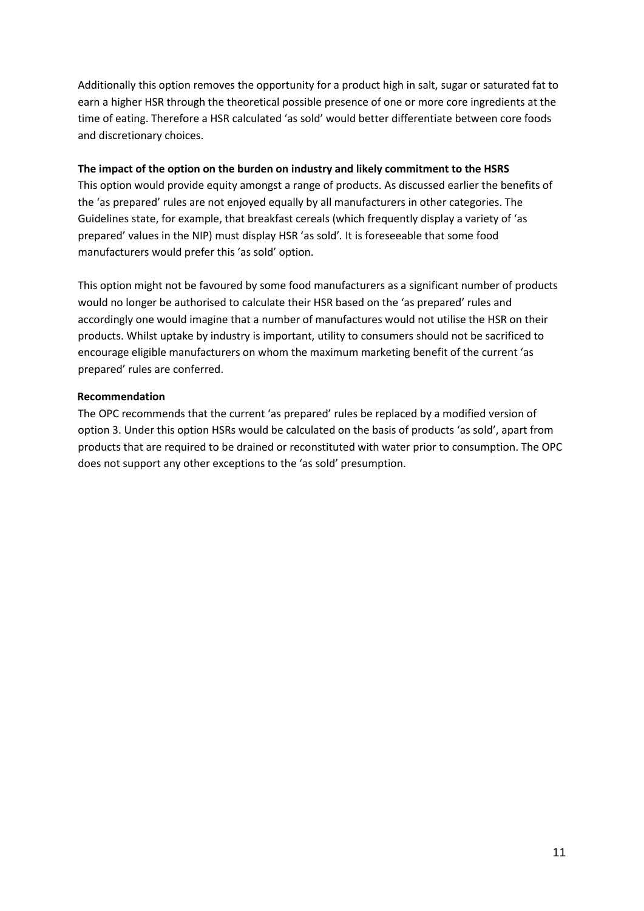Additionally this option removes the opportunity for a product high in salt, sugar or saturated fat to earn a higher HSR through the theoretical possible presence of one or more core ingredients at the time of eating. Therefore a HSR calculated 'as sold' would better differentiate between core foods and discretionary choices.

**The impact of the option on the burden on industry and likely commitment to the HSRS**

This option would provide equity amongst a range of products. As discussed earlier the benefits of the 'as prepared' rules are not enjoyed equally by all manufacturers in other categories. The Guidelines state, for example, that breakfast cereals (which frequently display a variety of 'as prepared' values in the NIP) must display HSR 'as sold'. It is foreseeable that some food manufacturers would prefer this 'as sold' option.

This option might not be favoured by some food manufacturers as a significant number of products would no longer be authorised to calculate their HSR based on the 'as prepared' rules and accordingly one would imagine that a number of manufactures would not utilise the HSR on their products. Whilst uptake by industry is important, utility to consumers should not be sacrificed to encourage eligible manufacturers on whom the maximum marketing benefit of the current 'as prepared' rules are conferred.

**Recommendation**

The OPC recommends that the current 'as prepared' rules be replaced by a modified version of option 3. Under this option HSRs would be calculated on the basis of products 'as sold', apart from products that are required to be drained or reconstituted with water prior to consumption. The OPC does not support any other exceptions to the 'as sold' presumption.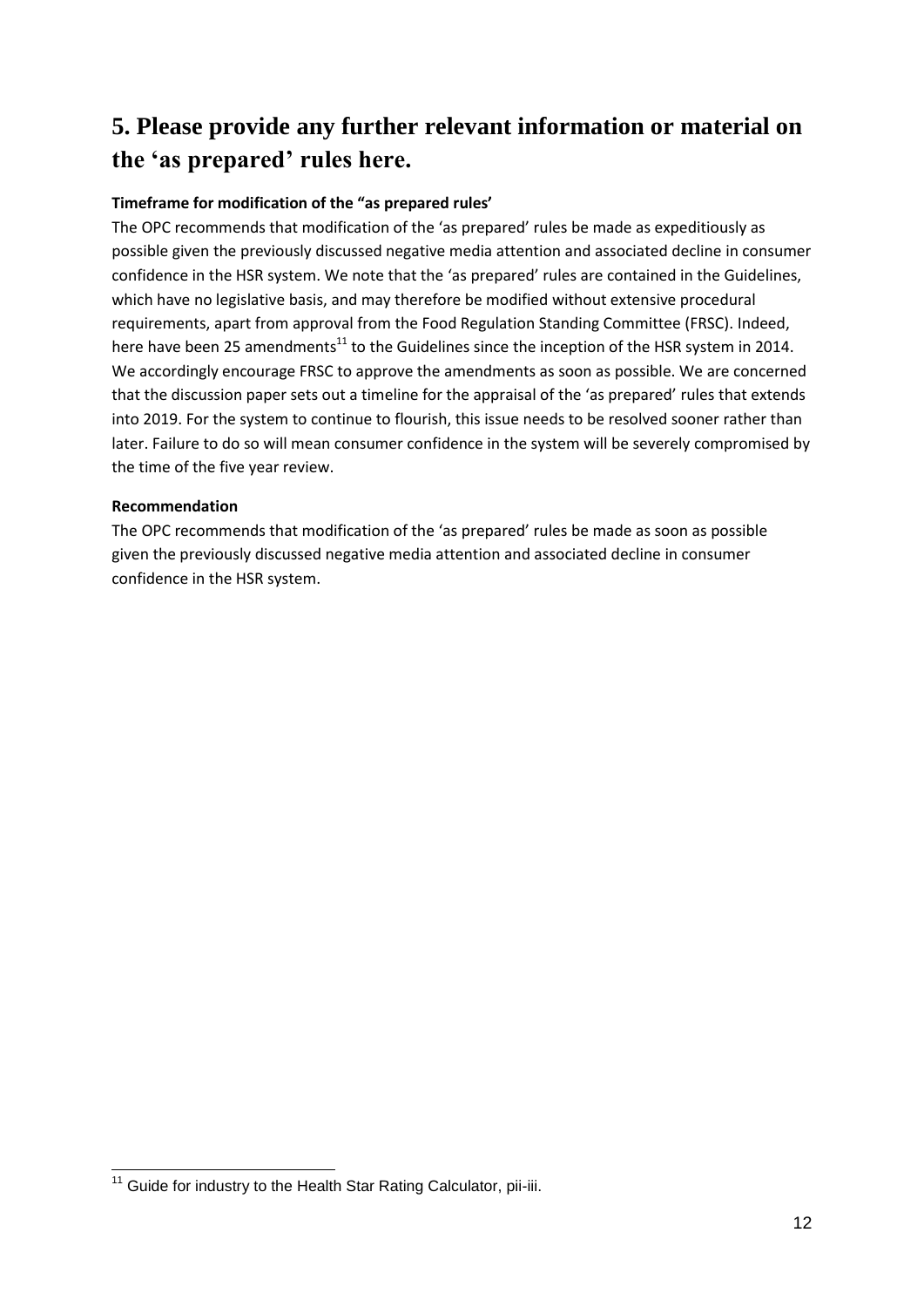# 5. Please provide any further relevant information or material on the 'as prepared' rules here.

**Timeframe for modification of the "as prepared rules'**

The OPC recommends that modification of the 'as prepared' rules be made as expeditiously as possible given the previously discussed negative media attention and associated decline in consumer confidence in the HSR system. We note that the 'as prepared' rules are contained in the Guidelines, which have no legislative basis, and may therefore be modified without extensive procedural requirements, apart from approval from the Food Regulation Standing Committee (FRSC). Indeed, here have been 25 amendments[11] to the Guidelines since the inception of the HSR system in 2014. We accordingly encourage FRSC to approve the amendments as soon as possible. We are concerned that the discussion paper sets out a timeline for the appraisal of the 'as prepared' rules that extends into 2019. For the system to continue to flourish, this issue needs to be resolved sooner rather than later. Failure to do so will mean consumer confidence in the system will be severely compromised by the time of the five year review.

**Recommendation**

The OPC recommends that modification of the 'as prepared' rules be made as soon as possible given the previously discussed negative media attention and associated decline in consumer confidence in the HSR system.

---

[11] Guide for industry to the Health Star Rating Calculator, pii-iii.